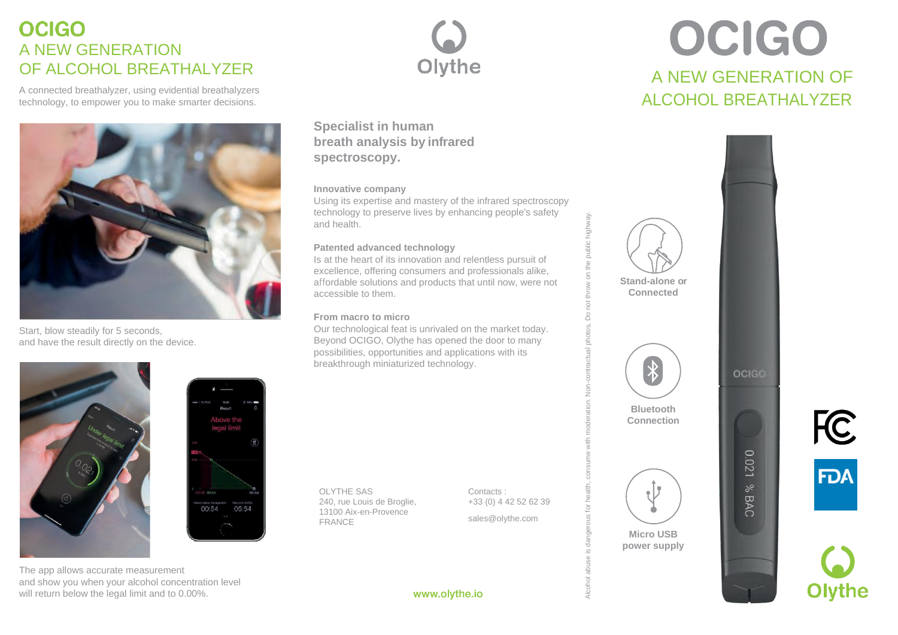# OCIGO

## A NEW GENERATION OF ALCOHOL BREATHALYZER

A connected breathalyzer, using evidential breathalyzers technology, to empower you to make smarter decisions.

Start, blow steadily for 5 seconds, and have the result directly on the device.

The app allows accurate measurement and show you when your alcohol concentration level will return below the legal limit and to 0.00%.

Olythe

## Specialist in human breath analysis by infrared spectroscopy.

**Innovative company**

Using its expertise and mastery of the infrared spectroscopy technology to preserve lives by enhancing people's safety and health.

**Patented advanced technology**

Is at the heart of its innovation and relentless pursuit of excellence, offering consumers and professionals alike, affordable solutions and products that until now, were not accessible to them.

**From macro to micro**

Our technological feat is unrivaled on the market today. Beyond OCIGO, Olythe has opened the door to many possibilities, opportunities and applications with its breakthrough miniaturized technology.

OLYTHE SAS
240, rue Louis de Broglie,
13100 Aix-en-Provence
FRANCE

Contacts :
+33 (0) 4 42 52 62 39

sales@olythe.com

www.olythe.io

Alcohol abuse is dangerous for health, consume with moderation. Non-contractual photos. Do not throw on the public highway.

# OCIGO

## A NEW GENERATION OF ALCOHOL BREATHALYZER

**Stand-alone or Connected**

**Bluetooth Connection**

**Micro USB power supply**

Olythe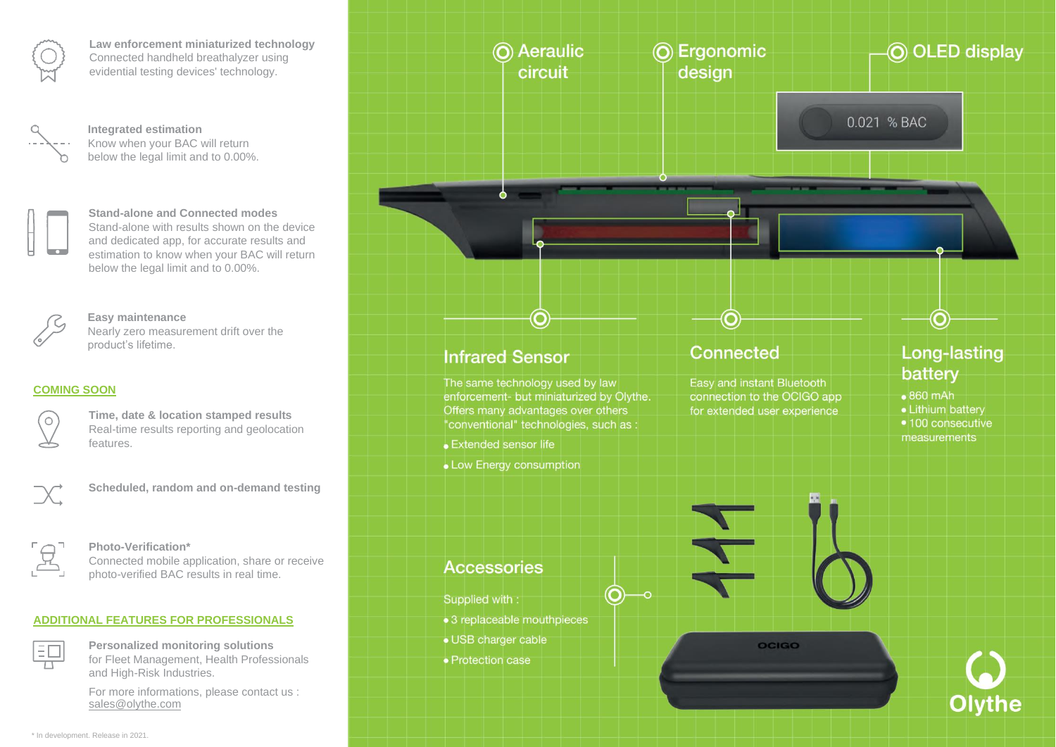**Law enforcement miniaturized technology**
Connected handheld breathalyzer using evidential testing devices' technology.

**Integrated estimation**
Know when your BAC will return below the legal limit and to 0.00%.

**Stand-alone and Connected modes**
Stand-alone with results shown on the device and dedicated app, for accurate results and estimation to know when your BAC will return below the legal limit and to 0.00%.

**Easy maintenance**
Nearly zero measurement drift over the product's lifetime.

## COMING SOON

**Time, date & location stamped results**
Real-time results reporting and geolocation features.

**Scheduled, random and on-demand testing**

**Photo-Verification***
Connected mobile application, share or receive photo-verified BAC results in real time.

## ADDITIONAL FEATURES FOR PROFESSIONALS

**Personalized monitoring solutions**
for Fleet Management, Health Professionals and High-Risk Industries.

For more informations, please contact us :
sales@olythe.com

\* In development. Release in 2021.

Aeraulic circuit

Ergonomic design

OLED display

0.021 % BAC

### Infrared Sensor

The same technology used by law enforcement- but miniaturized by Olythe. Offers many advantages over others "conventional" technologies, such as :

- Extended sensor life
- Low Energy consumption

### Connected

Easy and instant Bluetooth connection to the OCIGO app for extended user experience

### Long-lasting battery

- 860 mAh
- Lithium battery
- 100 consecutive measurements

### Accessories

Supplied with :

- 3 replaceable mouthpieces
- USB charger cable
- Protection case

OCIGO

Olythe